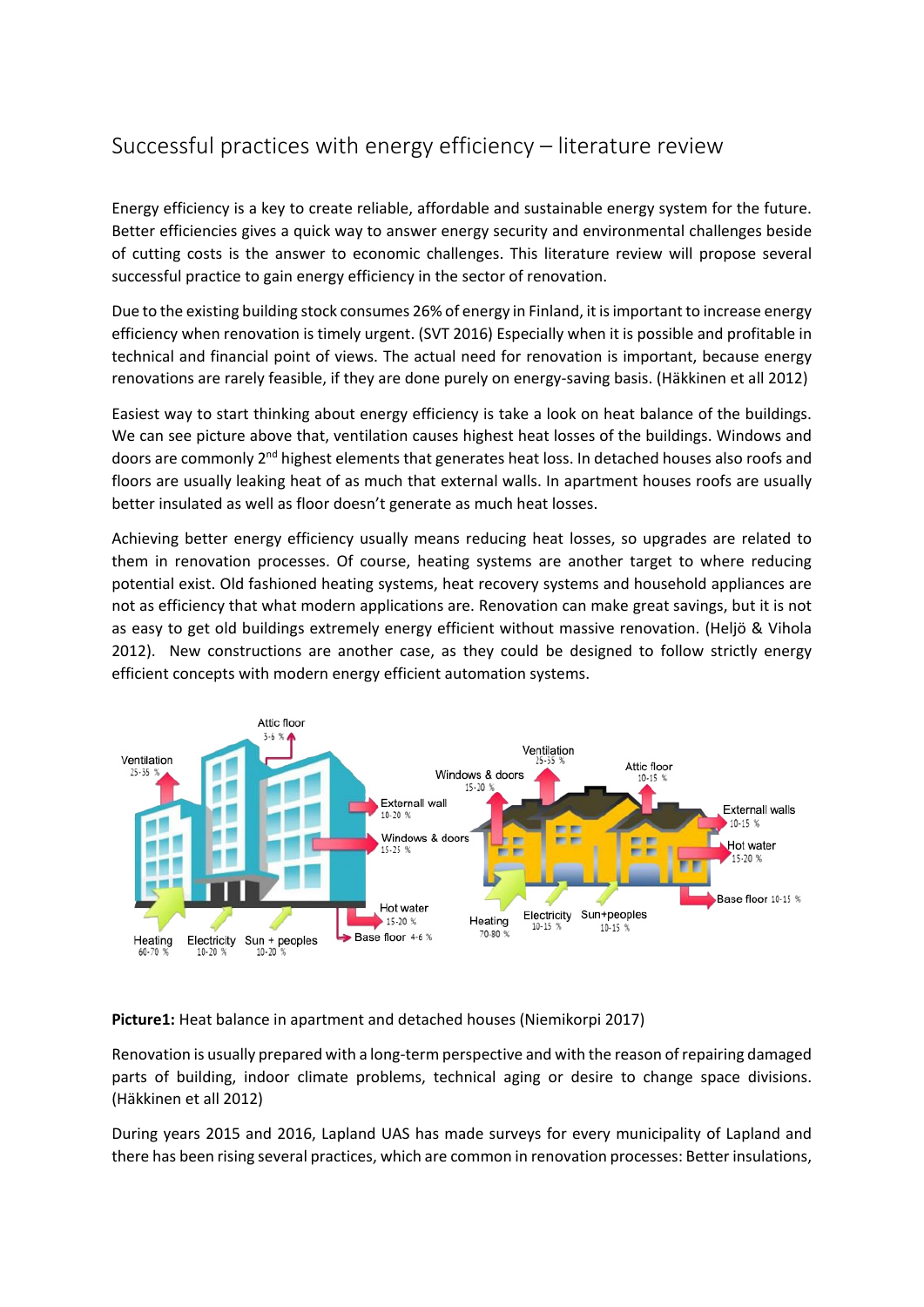# Successful practices with energy efficiency – literature review

Energy efficiency is a key to create reliable, affordable and sustainable energy system for the future. Better efficiencies gives a quick way to answer energy security and environmental challenges beside of cutting costs is the answer to economic challenges. This literature review will propose several successful practice to gain energy efficiency in the sector of renovation.

Due to the existing building stock consumes 26% of energy in Finland, it is important to increase energy efficiency when renovation is timely urgent. (SVT 2016) Especially when it is possible and profitable in technical and financial point of views. The actual need for renovation is important, because energy renovations are rarely feasible, if they are done purely on energy-saving basis. (Häkkinen et all 2012)

Easiest way to start thinking about energy efficiency is take a look on heat balance of the buildings. We can see picture above that, ventilation causes highest heat losses of the buildings. Windows and doors are commonly 2nd highest elements that generates heat loss. In detached houses also roofs and floors are usually leaking heat of as much that external walls. In apartment houses roofs are usually better insulated as well as floor doesn't generate as much heat losses.

Achieving better energy efficiency usually means reducing heat losses, so upgrades are related to them in renovation processes. Of course, heating systems are another target to where reducing potential exist. Old fashioned heating systems, heat recovery systems and household appliances are not as efficiency that what modern applications are. Renovation can make great savings, but it is not as easy to get old buildings extremely energy efficient without massive renovation. (Heljö & Vihola 2012). New constructions are another case, as they could be designed to follow strictly energy efficient concepts with modern energy efficient automation systems.

**Picture1:** Heat balance in apartment and detached houses (Niemikorpi 2017)

Renovation is usually prepared with a long-term perspective and with the reason of repairing damaged parts of building, indoor climate problems, technical aging or desire to change space divisions. (Häkkinen et all 2012)

During years 2015 and 2016, Lapland UAS has made surveys for every municipality of Lapland and there has been rising several practices, which are common in renovation processes: Better insulations,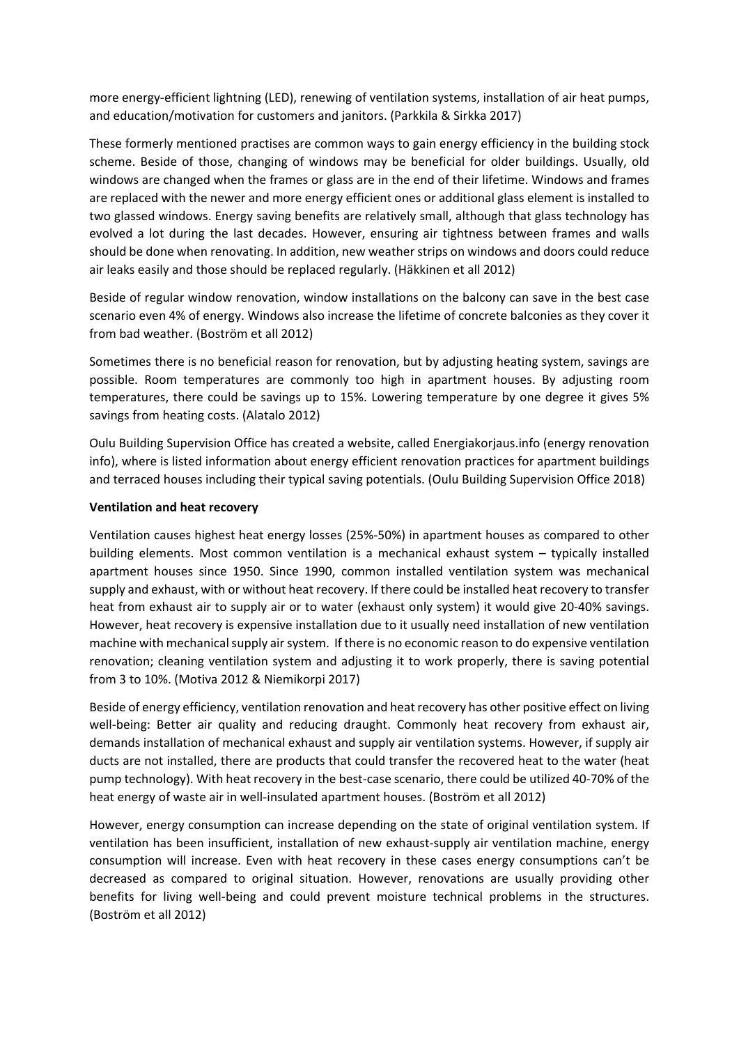more energy-efficient lightning (LED), renewing of ventilation systems, installation of air heat pumps, and education/motivation for customers and janitors. (Parkkila & Sirkka 2017)

These formerly mentioned practises are common ways to gain energy efficiency in the building stock scheme. Beside of those, changing of windows may be beneficial for older buildings. Usually, old windows are changed when the frames or glass are in the end of their lifetime. Windows and frames are replaced with the newer and more energy efficient ones or additional glass element is installed to two glassed windows. Energy saving benefits are relatively small, although that glass technology has evolved a lot during the last decades. However, ensuring air tightness between frames and walls should be done when renovating. In addition, new weather strips on windows and doors could reduce air leaks easily and those should be replaced regularly. (Häkkinen et all 2012)

Beside of regular window renovation, window installations on the balcony can save in the best case scenario even 4% of energy. Windows also increase the lifetime of concrete balconies as they cover it from bad weather. (Boström et all 2012)

Sometimes there is no beneficial reason for renovation, but by adjusting heating system, savings are possible. Room temperatures are commonly too high in apartment houses. By adjusting room temperatures, there could be savings up to 15%. Lowering temperature by one degree it gives 5% savings from heating costs. (Alatalo 2012)

Oulu Building Supervision Office has created a website, called Energiakorjaus.info (energy renovation info), where is listed information about energy efficient renovation practices for apartment buildings and terraced houses including their typical saving potentials. (Oulu Building Supervision Office 2018)

**Ventilation and heat recovery**

Ventilation causes highest heat energy losses (25%-50%) in apartment houses as compared to other building elements. Most common ventilation is a mechanical exhaust system – typically installed apartment houses since 1950. Since 1990, common installed ventilation system was mechanical supply and exhaust, with or without heat recovery. If there could be installed heat recovery to transfer heat from exhaust air to supply air or to water (exhaust only system) it would give 20-40% savings. However, heat recovery is expensive installation due to it usually need installation of new ventilation machine with mechanical supply air system. If there is no economic reason to do expensive ventilation renovation; cleaning ventilation system and adjusting it to work properly, there is saving potential from 3 to 10%. (Motiva 2012 & Niemikorpi 2017)

Beside of energy efficiency, ventilation renovation and heat recovery has other positive effect on living well-being: Better air quality and reducing draught. Commonly heat recovery from exhaust air, demands installation of mechanical exhaust and supply air ventilation systems. However, if supply air ducts are not installed, there are products that could transfer the recovered heat to the water (heat pump technology). With heat recovery in the best-case scenario, there could be utilized 40-70% of the heat energy of waste air in well-insulated apartment houses. (Boström et all 2012)

However, energy consumption can increase depending on the state of original ventilation system. If ventilation has been insufficient, installation of new exhaust-supply air ventilation machine, energy consumption will increase. Even with heat recovery in these cases energy consumptions can't be decreased as compared to original situation. However, renovations are usually providing other benefits for living well-being and could prevent moisture technical problems in the structures. (Boström et all 2012)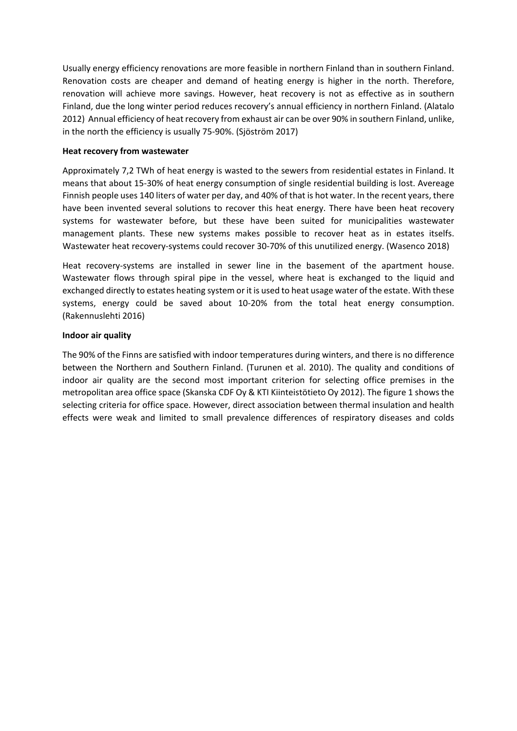Usually energy efficiency renovations are more feasible in northern Finland than in southern Finland. Renovation costs are cheaper and demand of heating energy is higher in the north. Therefore, renovation will achieve more savings. However, heat recovery is not as effective as in southern Finland, due the long winter period reduces recovery's annual efficiency in northern Finland. (Alatalo 2012) Annual efficiency of heat recovery from exhaust air can be over 90% in southern Finland, unlike, in the north the efficiency is usually 75-90%. (Sjöström 2017)

**Heat recovery from wastewater**

Approximately 7,2 TWh of heat energy is wasted to the sewers from residential estates in Finland. It means that about 15-30% of heat energy consumption of single residential building is lost. Avereage Finnish people uses 140 liters of water per day, and 40% of that is hot water. In the recent years, there have been invented several solutions to recover this heat energy. There have been heat recovery systems for wastewater before, but these have been suited for municipalities wastewater management plants. These new systems makes possible to recover heat as in estates itselfs. Wastewater heat recovery-systems could recover 30-70% of this unutilized energy. (Wasenco 2018)

Heat recovery-systems are installed in sewer line in the basement of the apartment house. Wastewater flows through spiral pipe in the vessel, where heat is exchanged to the liquid and exchanged directly to estates heating system or it is used to heat usage water of the estate. With these systems, energy could be saved about 10-20% from the total heat energy consumption. (Rakennuslehti 2016)

**Indoor air quality**

The 90% of the Finns are satisfied with indoor temperatures during winters, and there is no difference between the Northern and Southern Finland. (Turunen et al. 2010). The quality and conditions of indoor air quality are the second most important criterion for selecting office premises in the metropolitan area office space (Skanska CDF Oy & KTI Kiinteistötieto Oy 2012). The figure 1 shows the selecting criteria for office space. However, direct association between thermal insulation and health effects were weak and limited to small prevalence differences of respiratory diseases and colds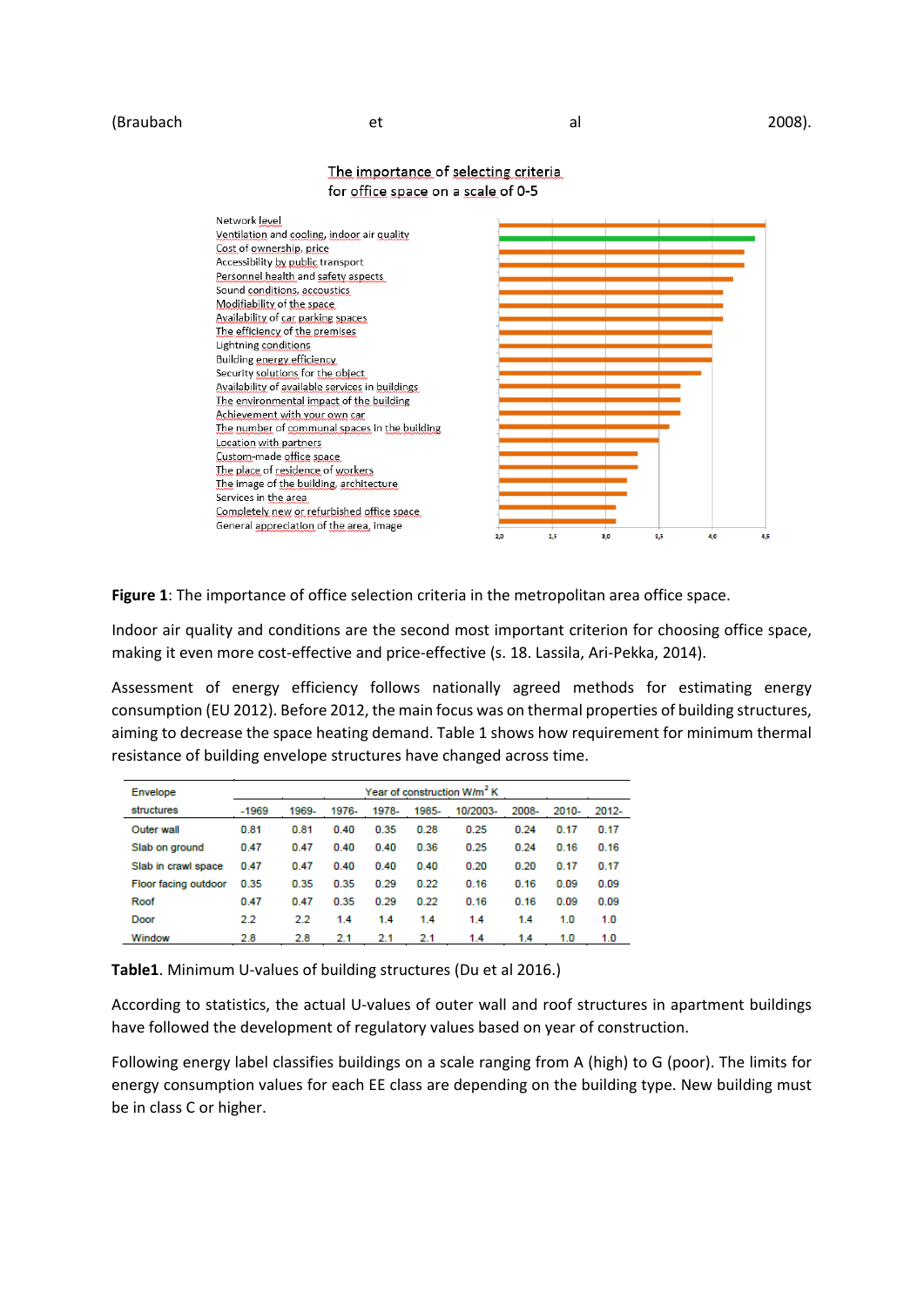(Braubach et al 2008).

The importance of selecting criteria
for office space on a scale of 0-5

Network level
Ventilation and cooling, indoor air quality
Cost of ownership, price
Accessibility by public transport
Personnel health and safety aspects
Sound conditions, accoustics
Modifiability of the space
Availability of car parking spaces
The efficiency of the premises
Lightning conditions
Building energy efficiency
Security solutions for the object
Availability of available services in buildings
The environmental impact of the building
Achievement with your own car
The number of communal spaces in the building
Location with partners
Custom-made office space
The place of residence of workers
The image of the building, architecture
Services in the area
Completely new or refurbished office space
General appreciation of the area, image

2,0 2,5 3,0 3,5 4,0 4,5

**Figure 1**: The importance of office selection criteria in the metropolitan area office space.

Indoor air quality and conditions are the second most important criterion for choosing office space, making it even more cost-effective and price-effective (s. 18. Lassila, Ari-Pekka, 2014).

Assessment of energy efficiency follows nationally agreed methods for estimating energy consumption (EU 2012). Before 2012, the main focus was on thermal properties of building structures, aiming to decrease the space heating demand. Table 1 shows how requirement for minimum thermal resistance of building envelope structures have changed across time.

| Envelope | Year of construction W/m$^2$ K | | | | | | | | |
|---|---|---|---|---|---|---|---|---|---|
| structures | -1969 | 1969- | 1976- | 1978- | 1985- | 10/2003- | 2008- | 2010- | 2012- |
| Outer wall | 0.81 | 0.81 | 0.40 | 0.35 | 0.28 | 0.25 | 0.24 | 0.17 | 0.17 |
| Slab on ground | 0.47 | 0.47 | 0.40 | 0.40 | 0.36 | 0.25 | 0.24 | 0.16 | 0.16 |
| Slab in crawl space | 0.47 | 0.47 | 0.40 | 0.40 | 0.40 | 0.20 | 0.20 | 0.17 | 0.17 |
| Floor facing outdoor | 0.35 | 0.35 | 0.35 | 0.29 | 0.22 | 0.16 | 0.16 | 0.09 | 0.09 |
| Roof | 0.47 | 0.47 | 0.35 | 0.29 | 0.22 | 0.16 | 0.16 | 0.09 | 0.09 |
| Door | 2.2 | 2.2 | 1.4 | 1.4 | 1.4 | 1.4 | 1.4 | 1.0 | 1.0 |
| Window | 2.8 | 2.8 | 2.1 | 2.1 | 2.1 | 1.4 | 1.4 | 1.0 | 1.0 |

**Table1**. Minimum U-values of building structures (Du et al 2016.)

According to statistics, the actual U-values of outer wall and roof structures in apartment buildings have followed the development of regulatory values based on year of construction.

Following energy label classifies buildings on a scale ranging from A (high) to G (poor). The limits for energy consumption values for each EE class are depending on the building type. New building must be in class C or higher.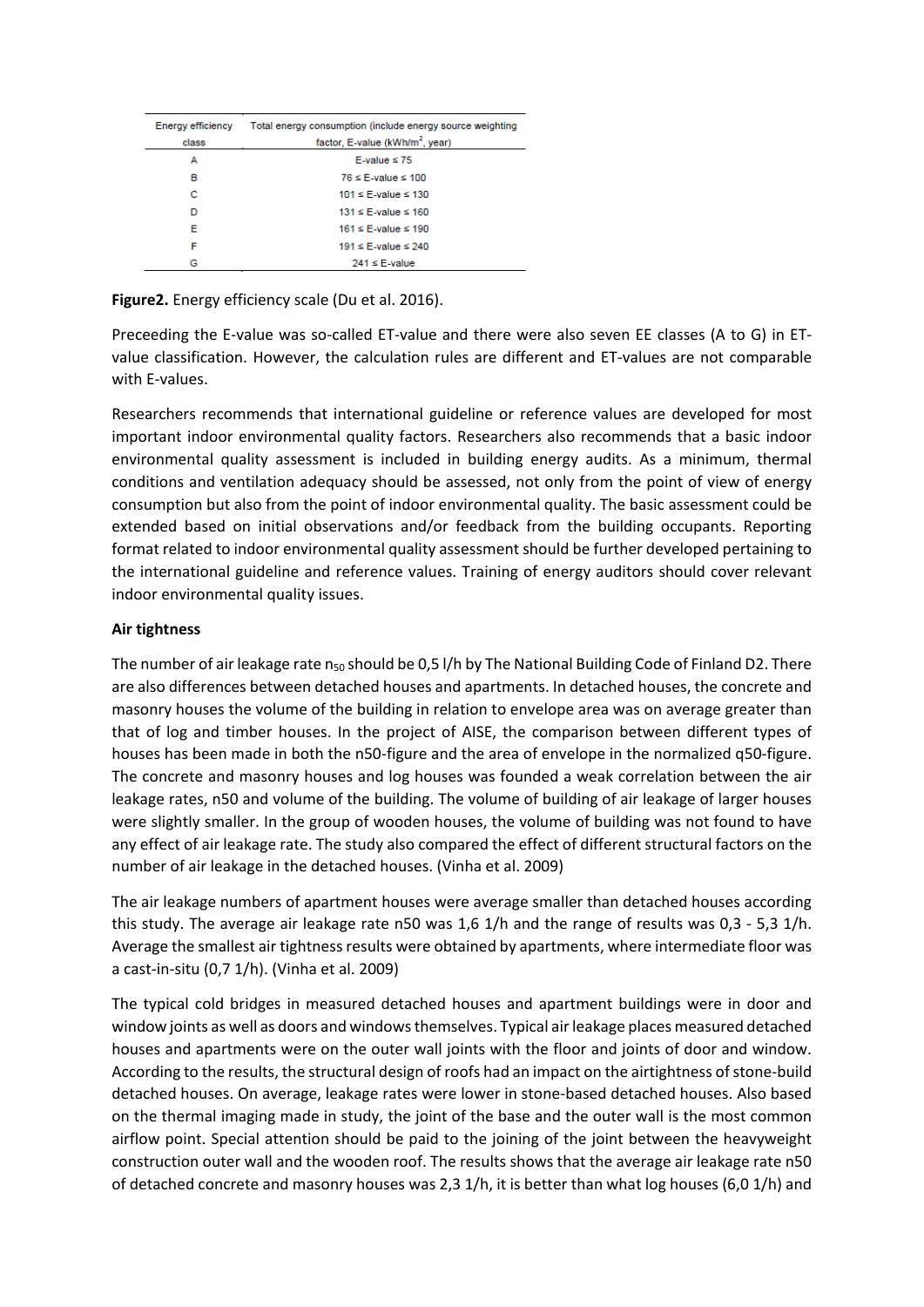| Energy efficiency class | Total energy consumption (include energy source weighting factor, E-value (kWh/m$^2$, year) |
|---|---|
| A | E-value ≤ 75 |
| B | 76 ≤ E-value ≤ 100 |
| C | 101 ≤ E-value ≤ 130 |
| D | 131 ≤ E-value ≤ 160 |
| E | 161 ≤ E-value ≤ 190 |
| F | 191 ≤ E-value ≤ 240 |
| G | 241 ≤ E-value |

**Figure2.** Energy efficiency scale (Du et al. 2016).

Preceeding the E-value was so-called ET-value and there were also seven EE classes (A to G) in ET-value classification. However, the calculation rules are different and ET-values are not comparable with E-values.

Researchers recommends that international guideline or reference values are developed for most important indoor environmental quality factors. Researchers also recommends that a basic indoor environmental quality assessment is included in building energy audits. As a minimum, thermal conditions and ventilation adequacy should be assessed, not only from the point of view of energy consumption but also from the point of indoor environmental quality. The basic assessment could be extended based on initial observations and/or feedback from the building occupants. Reporting format related to indoor environmental quality assessment should be further developed pertaining to the international guideline and reference values. Training of energy auditors should cover relevant indoor environmental quality issues.

**Air tightness**

The number of air leakage rate $n_{50}$ should be 0,5 l/h by The National Building Code of Finland D2. There are also differences between detached houses and apartments. In detached houses, the concrete and masonry houses the volume of the building in relation to envelope area was on average greater than that of log and timber houses. In the project of AISE, the comparison between different types of houses has been made in both the n50-figure and the area of envelope in the normalized q50-figure. The concrete and masonry houses and log houses was founded a weak correlation between the air leakage rates, n50 and volume of the building. The volume of building of air leakage of larger houses were slightly smaller. In the group of wooden houses, the volume of building was not found to have any effect of air leakage rate. The study also compared the effect of different structural factors on the number of air leakage in the detached houses. (Vinha et al. 2009)

The air leakage numbers of apartment houses were average smaller than detached houses according this study. The average air leakage rate n50 was 1,6 1/h and the range of results was 0,3 - 5,3 1/h. Average the smallest air tightness results were obtained by apartments, where intermediate floor was a cast-in-situ (0,7 1/h). (Vinha et al. 2009)

The typical cold bridges in measured detached houses and apartment buildings were in door and window joints as well as doors and windows themselves. Typical air leakage places measured detached houses and apartments were on the outer wall joints with the floor and joints of door and window. According to the results, the structural design of roofs had an impact on the airtightness of stone-build detached houses. On average, leakage rates were lower in stone-based detached houses. Also based on the thermal imaging made in study, the joint of the base and the outer wall is the most common airflow point. Special attention should be paid to the joining of the joint between the heavyweight construction outer wall and the wooden roof. The results shows that the average air leakage rate n50 of detached concrete and masonry houses was 2,3 1/h, it is better than what log houses (6,0 1/h) and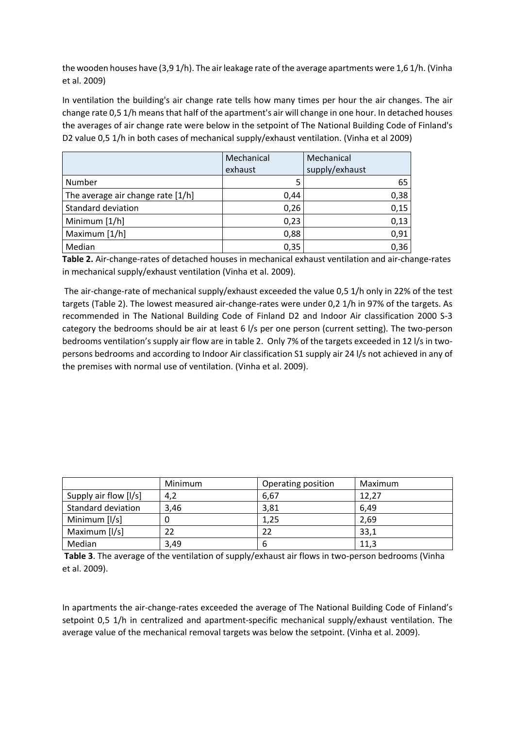the wooden houses have (3,9 1/h). The air leakage rate of the average apartments were 1,6 1/h. (Vinha et al. 2009)

In ventilation the building's air change rate tells how many times per hour the air changes. The air change rate 0,5 1/h means that half of the apartment's air will change in one hour. In detached houses the averages of air change rate were below in the setpoint of The National Building Code of Finland's D2 value 0,5 1/h in both cases of mechanical supply/exhaust ventilation. (Vinha et al 2009)

| | Mechanical exhaust | Mechanical supply/exhaust |
|---|---|---|
| Number | 5 | 65 |
| The average air change rate [1/h] | 0,44 | 0,38 |
| Standard deviation | 0,26 | 0,15 |
| Minimum [1/h] | 0,23 | 0,13 |
| Maximum [1/h] | 0,88 | 0,91 |
| Median | 0,35 | 0,36 |

**Table 2.** Air-change-rates of detached houses in mechanical exhaust ventilation and air-change-rates in mechanical supply/exhaust ventilation (Vinha et al. 2009).

The air-change-rate of mechanical supply/exhaust exceeded the value 0,5 1/h only in 22% of the test targets (Table 2). The lowest measured air-change-rates were under 0,2 1/h in 97% of the targets. As recommended in The National Building Code of Finland D2 and Indoor Air classification 2000 S-3 category the bedrooms should be air at least 6 l/s per one person (current setting). The two-person bedrooms ventilation's supply air flow are in table 2. Only 7% of the targets exceeded in 12 l/s in two-persons bedrooms and according to Indoor Air classification S1 supply air 24 l/s not achieved in any of the premises with normal use of ventilation. (Vinha et al. 2009).

| | Minimum | Operating position | Maximum |
|---|---|---|---|
| Supply air flow [l/s] | 4,2 | 6,67 | 12,27 |
| Standard deviation | 3,46 | 3,81 | 6,49 |
| Minimum [l/s] | 0 | 1,25 | 2,69 |
| Maximum [l/s] | 22 | 22 | 33,1 |
| Median | 3,49 | 6 | 11,3 |

**Table 3**. The average of the ventilation of supply/exhaust air flows in two-person bedrooms (Vinha et al. 2009).

In apartments the air-change-rates exceeded the average of The National Building Code of Finland's setpoint 0,5 1/h in centralized and apartment-specific mechanical supply/exhaust ventilation. The average value of the mechanical removal targets was below the setpoint. (Vinha et al. 2009).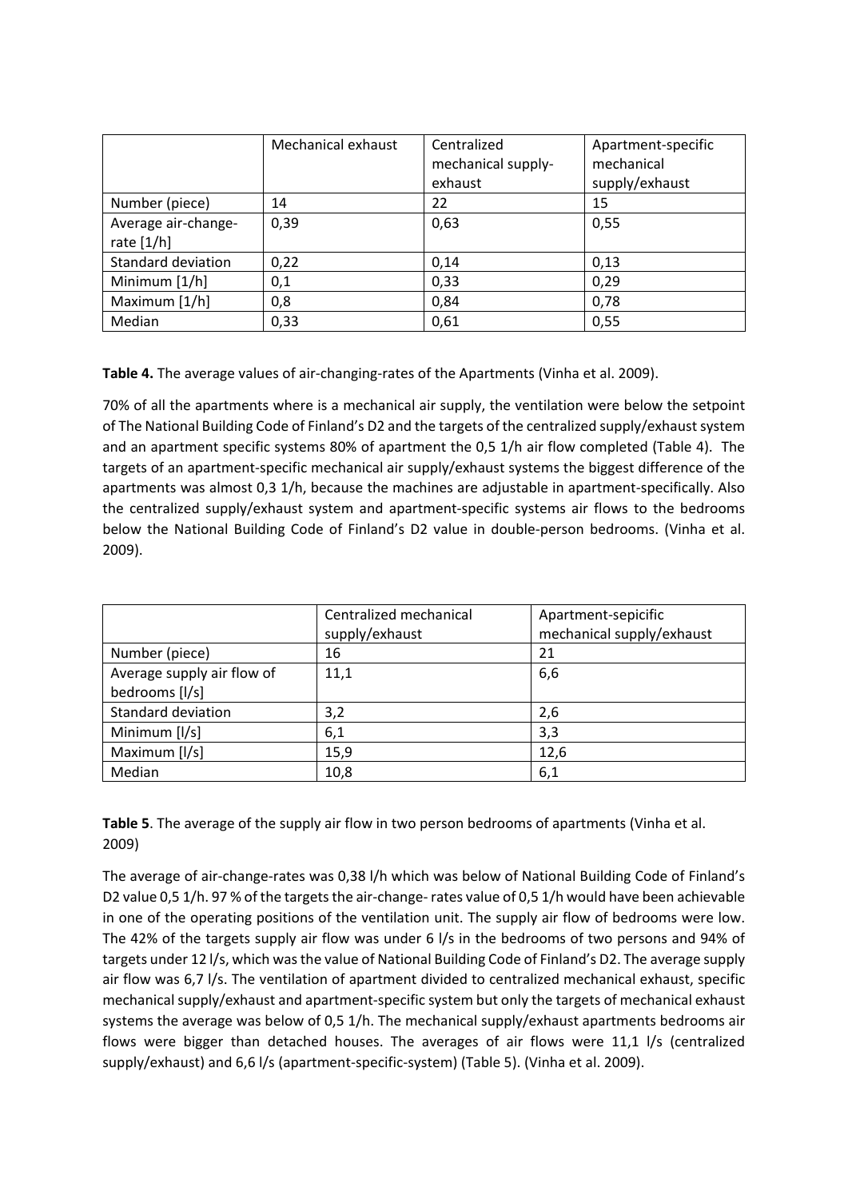| | Mechanical exhaust | Centralized mechanical supply-exhaust | Apartment-specific mechanical supply/exhaust |
|---|---|---|---|
| Number (piece) | 14 | 22 | 15 |
| Average air-change-rate [1/h] | 0,39 | 0,63 | 0,55 |
| Standard deviation | 0,22 | 0,14 | 0,13 |
| Minimum [1/h] | 0,1 | 0,33 | 0,29 |
| Maximum [1/h] | 0,8 | 0,84 | 0,78 |
| Median | 0,33 | 0,61 | 0,55 |

**Table 4.** The average values of air-changing-rates of the Apartments (Vinha et al. 2009).

70% of all the apartments where is a mechanical air supply, the ventilation were below the setpoint of The National Building Code of Finland's D2 and the targets of the centralized supply/exhaust system and an apartment specific systems 80% of apartment the 0,5 1/h air flow completed (Table 4). The targets of an apartment-specific mechanical air supply/exhaust systems the biggest difference of the apartments was almost 0,3 1/h, because the machines are adjustable in apartment-specifically. Also the centralized supply/exhaust system and apartment-specific systems air flows to the bedrooms below the National Building Code of Finland's D2 value in double-person bedrooms. (Vinha et al. 2009).

| | Centralized mechanical supply/exhaust | Apartment-sepicific mechanical supply/exhaust |
|---|---|---|
| Number (piece) | 16 | 21 |
| Average supply air flow of bedrooms [l/s] | 11,1 | 6,6 |
| Standard deviation | 3,2 | 2,6 |
| Minimum [l/s] | 6,1 | 3,3 |
| Maximum [l/s] | 15,9 | 12,6 |
| Median | 10,8 | 6,1 |

**Table 5**. The average of the supply air flow in two person bedrooms of apartments (Vinha et al. 2009)

The average of air-change-rates was 0,38 l/h which was below of National Building Code of Finland's D2 value 0,5 1/h. 97 % of the targets the air-change- rates value of 0,5 1/h would have been achievable in one of the operating positions of the ventilation unit. The supply air flow of bedrooms were low. The 42% of the targets supply air flow was under 6 l/s in the bedrooms of two persons and 94% of targets under 12 l/s, which was the value of National Building Code of Finland's D2. The average supply air flow was 6,7 l/s. The ventilation of apartment divided to centralized mechanical exhaust, specific mechanical supply/exhaust and apartment-specific system but only the targets of mechanical exhaust systems the average was below of 0,5 1/h. The mechanical supply/exhaust apartments bedrooms air flows were bigger than detached houses. The averages of air flows were 11,1 l/s (centralized supply/exhaust) and 6,6 l/s (apartment-specific-system) (Table 5). (Vinha et al. 2009).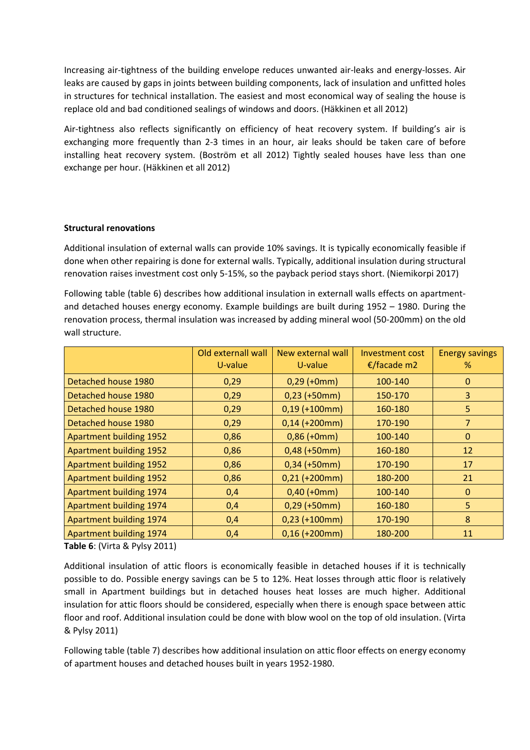Increasing air-tightness of the building envelope reduces unwanted air-leaks and energy-losses. Air leaks are caused by gaps in joints between building components, lack of insulation and unfitted holes in structures for technical installation. The easiest and most economical way of sealing the house is replace old and bad conditioned sealings of windows and doors. (Häkkinen et all 2012)

Air-tightness also reflects significantly on efficiency of heat recovery system. If building's air is exchanging more frequently than 2-3 times in an hour, air leaks should be taken care of before installing heat recovery system. (Boström et all 2012) Tightly sealed houses have less than one exchange per hour. (Häkkinen et all 2012)

**Structural renovations**

Additional insulation of external walls can provide 10% savings. It is typically economically feasible if done when other repairing is done for external walls. Typically, additional insulation during structural renovation raises investment cost only 5-15%, so the payback period stays short. (Niemikorpi 2017)

Following table (table 6) describes how additional insulation in externall walls effects on apartment- and detached houses energy economy. Example buildings are built during 1952 – 1980. During the renovation process, thermal insulation was increased by adding mineral wool (50-200mm) on the old wall structure.

| | Old external wall U-value | New external wall U-value | Investment cost €/facade m2 | Energy savings % |
|---|---|---|---|---|
| Detached house 1980 | 0,29 | 0,29 (+0mm) | 100-140 | 0 |
| Detached house 1980 | 0,29 | 0,23 (+50mm) | 150-170 | 3 |
| Detached house 1980 | 0,29 | 0,19 (+100mm) | 160-180 | 5 |
| Detached house 1980 | 0,29 | 0,14 (+200mm) | 170-190 | 7 |
| Apartment building 1952 | 0,86 | 0,86 (+0mm) | 100-140 | 0 |
| Apartment building 1952 | 0,86 | 0,48 (+50mm) | 160-180 | 12 |
| Apartment building 1952 | 0,86 | 0,34 (+50mm) | 170-190 | 17 |
| Apartment building 1952 | 0,86 | 0,21 (+200mm) | 180-200 | 21 |
| Apartment building 1974 | 0,4 | 0,40 (+0mm) | 100-140 | 0 |
| Apartment building 1974 | 0,4 | 0,29 (+50mm) | 160-180 | 5 |
| Apartment building 1974 | 0,4 | 0,23 (+100mm) | 170-190 | 8 |
| Apartment building 1974 | 0,4 | 0,16 (+200mm) | 180-200 | 11 |

**Table 6**: (Virta & Pylsy 2011)

Additional insulation of attic floors is economically feasible in detached houses if it is technically possible to do. Possible energy savings can be 5 to 12%. Heat losses through attic floor is relatively small in Apartment buildings but in detached houses heat losses are much higher. Additional insulation for attic floors should be considered, especially when there is enough space between attic floor and roof. Additional insulation could be done with blow wool on the top of old insulation. (Virta & Pylsy 2011)

Following table (table 7) describes how additional insulation on attic floor effects on energy economy of apartment houses and detached houses built in years 1952-1980.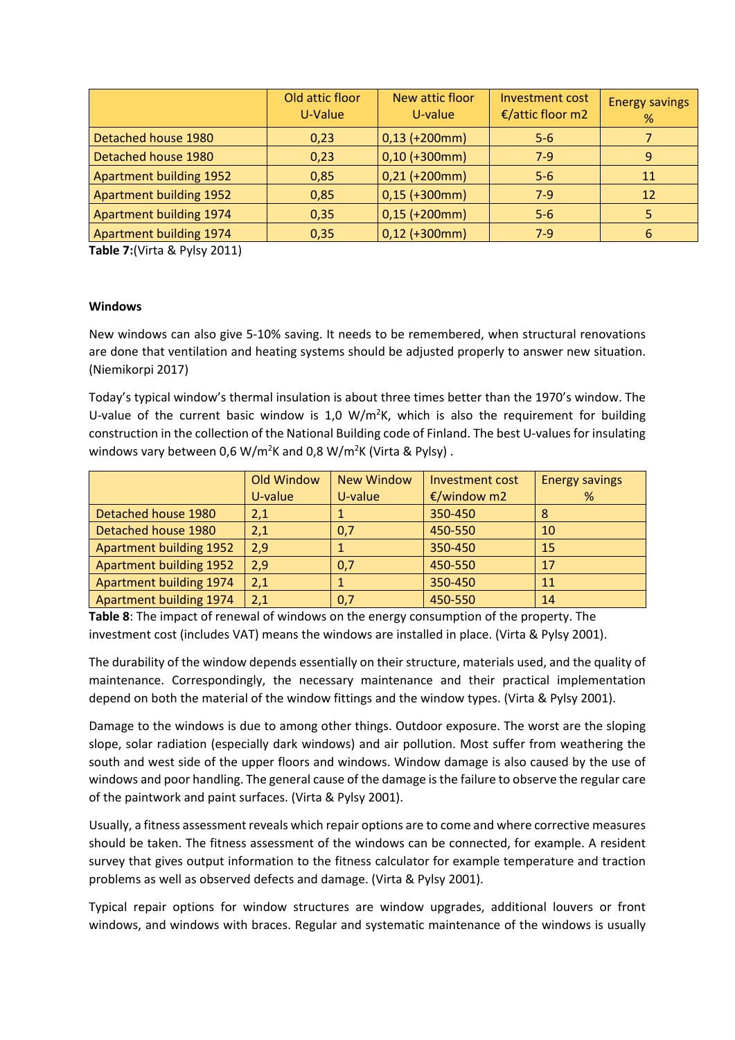| | Old attic floor U-Value | New attic floor U-value | Investment cost €/attic floor m2 | Energy savings % |
|---|---|---|---|---|
| Detached house 1980 | 0,23 | 0,13 (+200mm) | 5-6 | 7 |
| Detached house 1980 | 0,23 | 0,10 (+300mm) | 7-9 | 9 |
| Apartment building 1952 | 0,85 | 0,21 (+200mm) | 5-6 | 11 |
| Apartment building 1952 | 0,85 | 0,15 (+300mm) | 7-9 | 12 |
| Apartment building 1974 | 0,35 | 0,15 (+200mm) | 5-6 | 5 |
| Apartment building 1974 | 0,35 | 0,12 (+300mm) | 7-9 | 6 |

**Table 7:**(Virta & Pylsy 2011)

**Windows**

New windows can also give 5-10% saving. It needs to be remembered, when structural renovations are done that ventilation and heating systems should be adjusted properly to answer new situation. (Niemikorpi 2017)

Today's typical window's thermal insulation is about three times better than the 1970's window. The U-value of the current basic window is 1,0 W/m$^2$K, which is also the requirement for building construction in the collection of the National Building code of Finland. The best U-values for insulating windows vary between 0,6 W/m$^2$K and 0,8 W/m$^2$K (Virta & Pylsy) .

| | Old Window U-value | New Window U-value | Investment cost €/window m2 | Energy savings % |
|---|---|---|---|---|
| Detached house 1980 | 2,1 | 1 | 350-450 | 8 |
| Detached house 1980 | 2,1 | 0,7 | 450-550 | 10 |
| Apartment building 1952 | 2,9 | 1 | 350-450 | 15 |
| Apartment building 1952 | 2,9 | 0,7 | 450-550 | 17 |
| Apartment building 1974 | 2,1 | 1 | 350-450 | 11 |
| Apartment building 1974 | 2,1 | 0,7 | 450-550 | 14 |

**Table 8**: The impact of renewal of windows on the energy consumption of the property. The investment cost (includes VAT) means the windows are installed in place. (Virta & Pylsy 2001).

The durability of the window depends essentially on their structure, materials used, and the quality of maintenance. Correspondingly, the necessary maintenance and their practical implementation depend on both the material of the window fittings and the window types. (Virta & Pylsy 2001).

Damage to the windows is due to among other things. Outdoor exposure. The worst are the sloping slope, solar radiation (especially dark windows) and air pollution. Most suffer from weathering the south and west side of the upper floors and windows. Window damage is also caused by the use of windows and poor handling. The general cause of the damage is the failure to observe the regular care of the paintwork and paint surfaces. (Virta & Pylsy 2001).

Usually, a fitness assessment reveals which repair options are to come and where corrective measures should be taken. The fitness assessment of the windows can be connected, for example. A resident survey that gives output information to the fitness calculator for example temperature and traction problems as well as observed defects and damage. (Virta & Pylsy 2001).

Typical repair options for window structures are window upgrades, additional louvers or front windows, and windows with braces. Regular and systematic maintenance of the windows is usually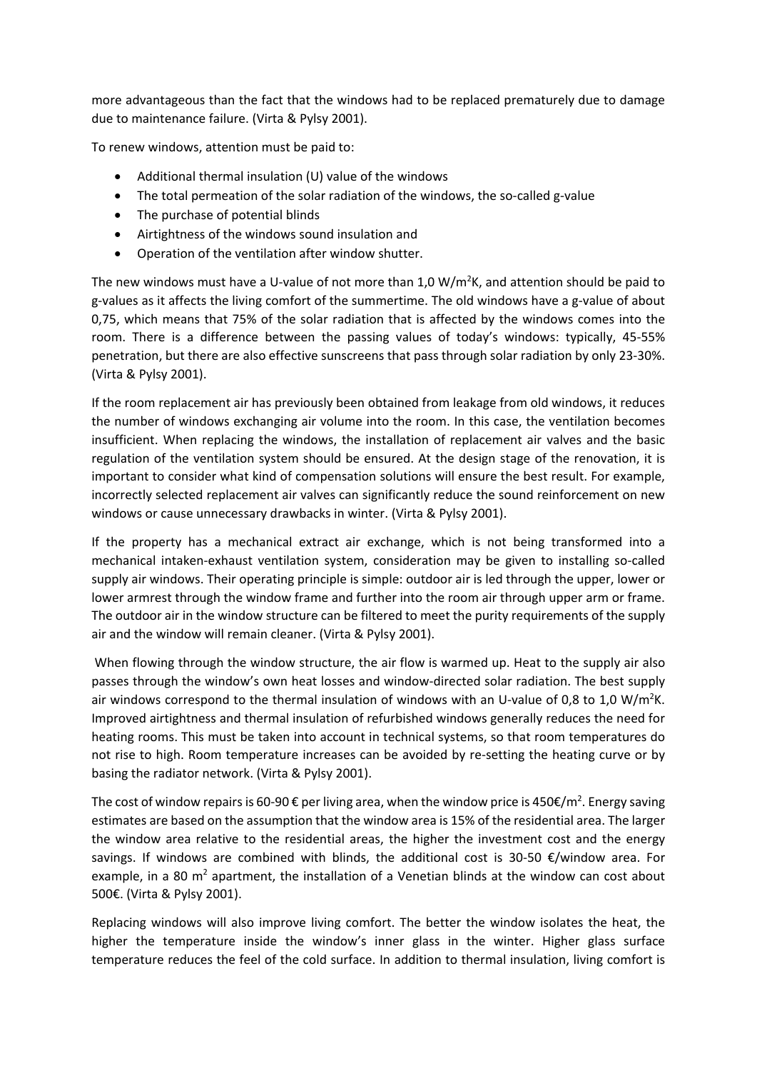more advantageous than the fact that the windows had to be replaced prematurely due to damage due to maintenance failure. (Virta & Pylsy 2001).

To renew windows, attention must be paid to:

- Additional thermal insulation (U) value of the windows
- The total permeation of the solar radiation of the windows, the so-called g-value
- The purchase of potential blinds
- Airtightness of the windows sound insulation and
- Operation of the ventilation after window shutter.

The new windows must have a U-value of not more than 1,0 W/m$^2$K, and attention should be paid to g-values as it affects the living comfort of the summertime. The old windows have a g-value of about 0,75, which means that 75% of the solar radiation that is affected by the windows comes into the room. There is a difference between the passing values of today's windows: typically, 45-55% penetration, but there are also effective sunscreens that pass through solar radiation by only 23-30%. (Virta & Pylsy 2001).

If the room replacement air has previously been obtained from leakage from old windows, it reduces the number of windows exchanging air volume into the room. In this case, the ventilation becomes insufficient. When replacing the windows, the installation of replacement air valves and the basic regulation of the ventilation system should be ensured. At the design stage of the renovation, it is important to consider what kind of compensation solutions will ensure the best result. For example, incorrectly selected replacement air valves can significantly reduce the sound reinforcement on new windows or cause unnecessary drawbacks in winter. (Virta & Pylsy 2001).

If the property has a mechanical extract air exchange, which is not being transformed into a mechanical intaken-exhaust ventilation system, consideration may be given to installing so-called supply air windows. Their operating principle is simple: outdoor air is led through the upper, lower or lower armrest through the window frame and further into the room air through upper arm or frame. The outdoor air in the window structure can be filtered to meet the purity requirements of the supply air and the window will remain cleaner. (Virta & Pylsy 2001).

When flowing through the window structure, the air flow is warmed up. Heat to the supply air also passes through the window's own heat losses and window-directed solar radiation. The best supply air windows correspond to the thermal insulation of windows with an U-value of 0,8 to 1,0 W/m$^2$K. Improved airtightness and thermal insulation of refurbished windows generally reduces the need for heating rooms. This must be taken into account in technical systems, so that room temperatures do not rise to high. Room temperature increases can be avoided by re-setting the heating curve or by basing the radiator network. (Virta & Pylsy 2001).

The cost of window repairs is 60-90 € per living area, when the window price is 450€/m$^2$. Energy saving estimates are based on the assumption that the window area is 15% of the residential area. The larger the window area relative to the residential areas, the higher the investment cost and the energy savings. If windows are combined with blinds, the additional cost is 30-50 €/window area. For example, in a 80 m$^2$ apartment, the installation of a Venetian blinds at the window can cost about 500€. (Virta & Pylsy 2001).

Replacing windows will also improve living comfort. The better the window isolates the heat, the higher the temperature inside the window's inner glass in the winter. Higher glass surface temperature reduces the feel of the cold surface. In addition to thermal insulation, living comfort is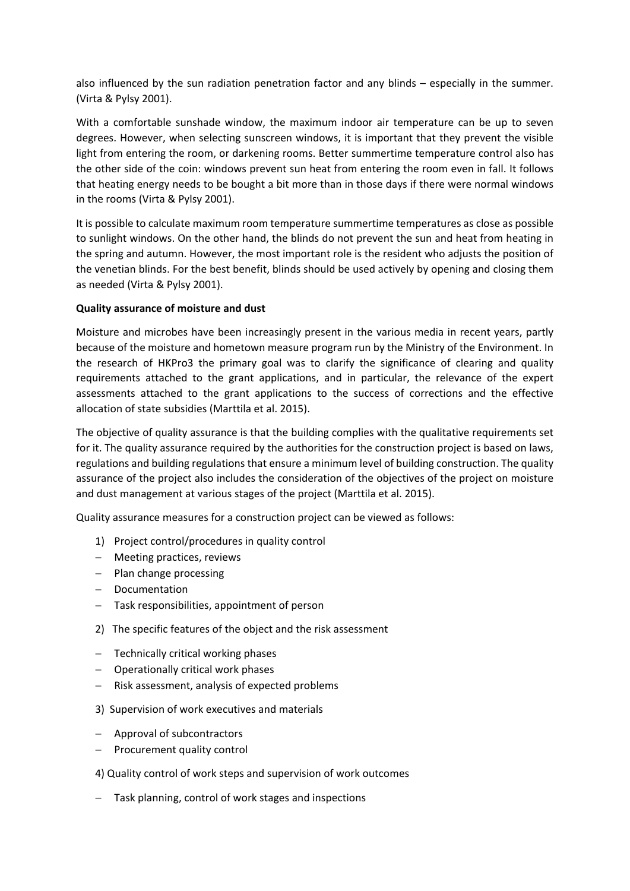also influenced by the sun radiation penetration factor and any blinds – especially in the summer. (Virta & Pylsy 2001).

With a comfortable sunshade window, the maximum indoor air temperature can be up to seven degrees. However, when selecting sunscreen windows, it is important that they prevent the visible light from entering the room, or darkening rooms. Better summertime temperature control also has the other side of the coin: windows prevent sun heat from entering the room even in fall. It follows that heating energy needs to be bought a bit more than in those days if there were normal windows in the rooms (Virta & Pylsy 2001).

It is possible to calculate maximum room temperature summertime temperatures as close as possible to sunlight windows. On the other hand, the blinds do not prevent the sun and heat from heating in the spring and autumn. However, the most important role is the resident who adjusts the position of the venetian blinds. For the best benefit, blinds should be used actively by opening and closing them as needed (Virta & Pylsy 2001).

**Quality assurance of moisture and dust**

Moisture and microbes have been increasingly present in the various media in recent years, partly because of the moisture and hometown measure program run by the Ministry of the Environment. In the research of HKPro3 the primary goal was to clarify the significance of clearing and quality requirements attached to the grant applications, and in particular, the relevance of the expert assessments attached to the grant applications to the success of corrections and the effective allocation of state subsidies (Marttila et al. 2015).

The objective of quality assurance is that the building complies with the qualitative requirements set for it. The quality assurance required by the authorities for the construction project is based on laws, regulations and building regulations that ensure a minimum level of building construction. The quality assurance of the project also includes the consideration of the objectives of the project on moisture and dust management at various stages of the project (Marttila et al. 2015).

Quality assurance measures for a construction project can be viewed as follows:

1) Project control/procedures in quality control
   - Meeting practices, reviews
   - Plan change processing
   - Documentation
   - Task responsibilities, appointment of person
2) The specific features of the object and the risk assessment
   - Technically critical working phases
   - Operationally critical work phases
   - Risk assessment, analysis of expected problems
3) Supervision of work executives and materials
   - Approval of subcontractors
   - Procurement quality control
4) Quality control of work steps and supervision of work outcomes
   - Task planning, control of work stages and inspections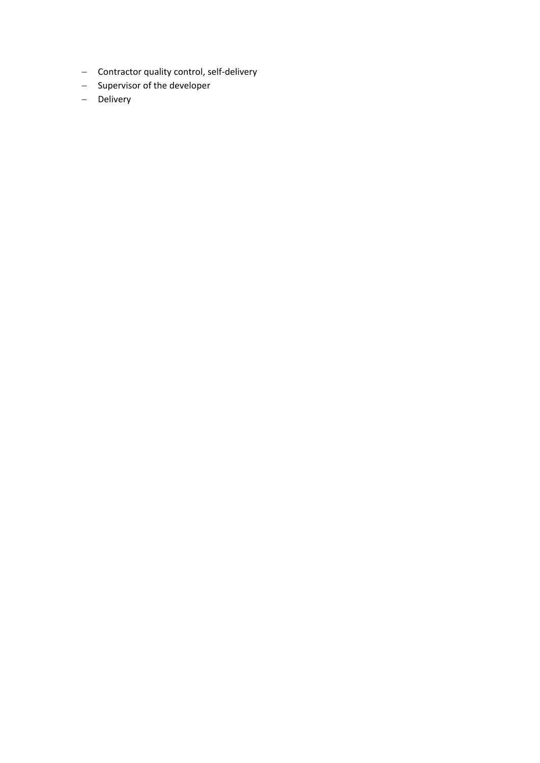- Contractor quality control, self-delivery
- Supervisor of the developer
- Delivery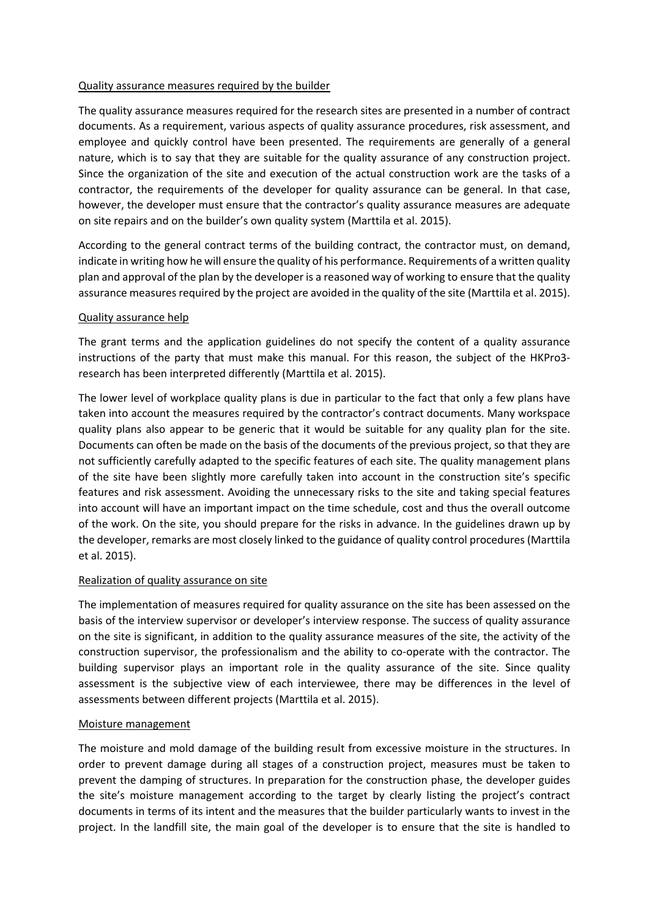Quality assurance measures required by the builder

The quality assurance measures required for the research sites are presented in a number of contract documents. As a requirement, various aspects of quality assurance procedures, risk assessment, and employee and quickly control have been presented. The requirements are generally of a general nature, which is to say that they are suitable for the quality assurance of any construction project. Since the organization of the site and execution of the actual construction work are the tasks of a contractor, the requirements of the developer for quality assurance can be general. In that case, however, the developer must ensure that the contractor's quality assurance measures are adequate on site repairs and on the builder's own quality system (Marttila et al. 2015).

According to the general contract terms of the building contract, the contractor must, on demand, indicate in writing how he will ensure the quality of his performance. Requirements of a written quality plan and approval of the plan by the developer is a reasoned way of working to ensure that the quality assurance measures required by the project are avoided in the quality of the site (Marttila et al. 2015).

Quality assurance help

The grant terms and the application guidelines do not specify the content of a quality assurance instructions of the party that must make this manual. For this reason, the subject of the HKPro3-research has been interpreted differently (Marttila et al. 2015).

The lower level of workplace quality plans is due in particular to the fact that only a few plans have taken into account the measures required by the contractor's contract documents. Many workspace quality plans also appear to be generic that it would be suitable for any quality plan for the site. Documents can often be made on the basis of the documents of the previous project, so that they are not sufficiently carefully adapted to the specific features of each site. The quality management plans of the site have been slightly more carefully taken into account in the construction site's specific features and risk assessment. Avoiding the unnecessary risks to the site and taking special features into account will have an important impact on the time schedule, cost and thus the overall outcome of the work. On the site, you should prepare for the risks in advance. In the guidelines drawn up by the developer, remarks are most closely linked to the guidance of quality control procedures (Marttila et al. 2015).

Realization of quality assurance on site

The implementation of measures required for quality assurance on the site has been assessed on the basis of the interview supervisor or developer's interview response. The success of quality assurance on the site is significant, in addition to the quality assurance measures of the site, the activity of the construction supervisor, the professionalism and the ability to co-operate with the contractor. The building supervisor plays an important role in the quality assurance of the site. Since quality assessment is the subjective view of each interviewee, there may be differences in the level of assessments between different projects (Marttila et al. 2015).

Moisture management

The moisture and mold damage of the building result from excessive moisture in the structures. In order to prevent damage during all stages of a construction project, measures must be taken to prevent the damping of structures. In preparation for the construction phase, the developer guides the site's moisture management according to the target by clearly listing the project's contract documents in terms of its intent and the measures that the builder particularly wants to invest in the project. In the landfill site, the main goal of the developer is to ensure that the site is handled to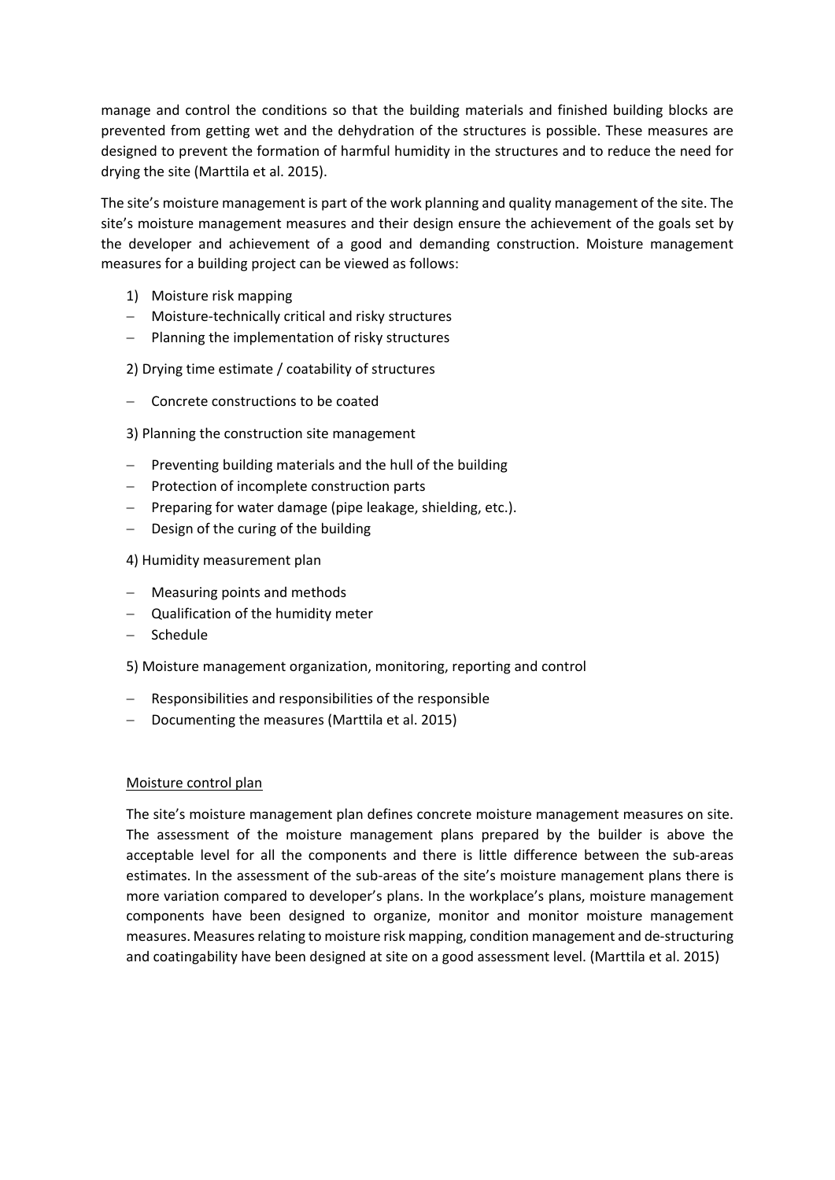manage and control the conditions so that the building materials and finished building blocks are prevented from getting wet and the dehydration of the structures is possible. These measures are designed to prevent the formation of harmful humidity in the structures and to reduce the need for drying the site (Marttila et al. 2015).

The site's moisture management is part of the work planning and quality management of the site. The site's moisture management measures and their design ensure the achievement of the goals set by the developer and achievement of a good and demanding construction. Moisture management measures for a building project can be viewed as follows:

1) Moisture risk mapping
   - Moisture-technically critical and risky structures
   - Planning the implementation of risky structures

2) Drying time estimate / coatability of structures
   - Concrete constructions to be coated

3) Planning the construction site management
   - Preventing building materials and the hull of the building
   - Protection of incomplete construction parts
   - Preparing for water damage (pipe leakage, shielding, etc.).
   - Design of the curing of the building

4) Humidity measurement plan
   - Measuring points and methods
   - Qualification of the humidity meter
   - Schedule

5) Moisture management organization, monitoring, reporting and control
   - Responsibilities and responsibilities of the responsible
   - Documenting the measures (Marttila et al. 2015)

<u>Moisture control plan</u>

The site's moisture management plan defines concrete moisture management measures on site. The assessment of the moisture management plans prepared by the builder is above the acceptable level for all the components and there is little difference between the sub-areas estimates. In the assessment of the sub-areas of the site's moisture management plans there is more variation compared to developer's plans. In the workplace's plans, moisture management components have been designed to organize, monitor and monitor moisture management measures. Measures relating to moisture risk mapping, condition management and de-structuring and coatingability have been designed at site on a good assessment level. (Marttila et al. 2015)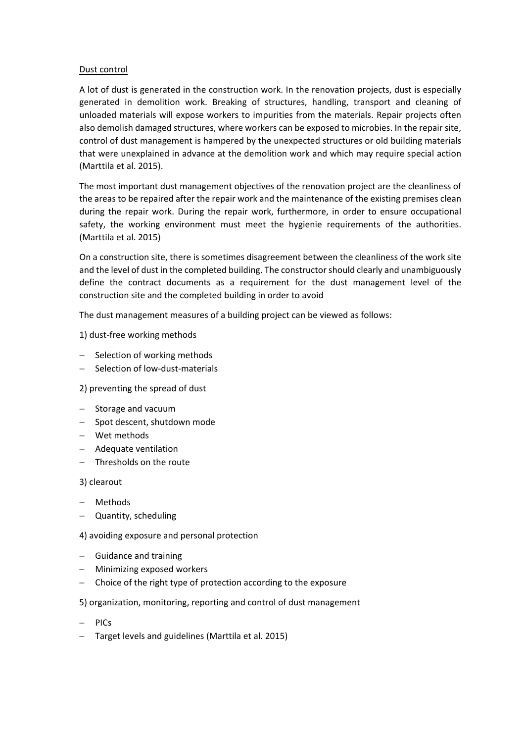Dust control

A lot of dust is generated in the construction work. In the renovation projects, dust is especially generated in demolition work. Breaking of structures, handling, transport and cleaning of unloaded materials will expose workers to impurities from the materials. Repair projects often also demolish damaged structures, where workers can be exposed to microbies. In the repair site, control of dust management is hampered by the unexpected structures or old building materials that were unexplained in advance at the demolition work and which may require special action (Marttila et al. 2015).

The most important dust management objectives of the renovation project are the cleanliness of the areas to be repaired after the repair work and the maintenance of the existing premises clean during the repair work. During the repair work, furthermore, in order to ensure occupational safety, the working environment must meet the hygienie requirements of the authorities. (Marttila et al. 2015)

On a construction site, there is sometimes disagreement between the cleanliness of the work site and the level of dust in the completed building. The constructor should clearly and unambiguously define the contract documents as a requirement for the dust management level of the construction site and the completed building in order to avoid

The dust management measures of a building project can be viewed as follows:

1) dust-free working methods

- Selection of working methods
- Selection of low-dust-materials

2) preventing the spread of dust

- Storage and vacuum
- Spot descent, shutdown mode
- Wet methods
- Adequate ventilation
- Thresholds on the route

3) clearout

- Methods
- Quantity, scheduling

4) avoiding exposure and personal protection

- Guidance and training
- Minimizing exposed workers
- Choice of the right type of protection according to the exposure

5) organization, monitoring, reporting and control of dust management

- PICs
- Target levels and guidelines (Marttila et al. 2015)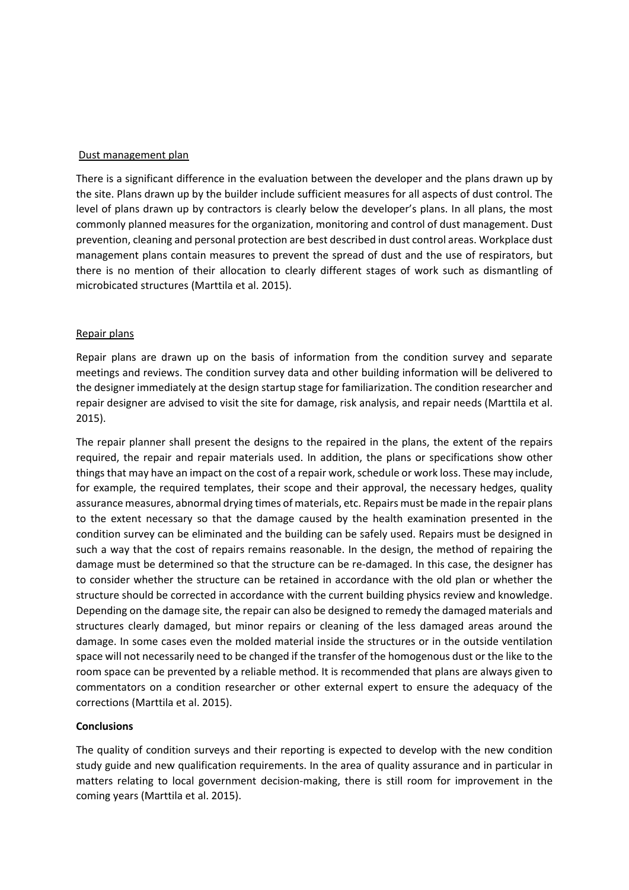Dust management plan

There is a significant difference in the evaluation between the developer and the plans drawn up by the site. Plans drawn up by the builder include sufficient measures for all aspects of dust control. The level of plans drawn up by contractors is clearly below the developer's plans. In all plans, the most commonly planned measures for the organization, monitoring and control of dust management. Dust prevention, cleaning and personal protection are best described in dust control areas. Workplace dust management plans contain measures to prevent the spread of dust and the use of respirators, but there is no mention of their allocation to clearly different stages of work such as dismantling of microbicated structures (Marttila et al. 2015).

Repair plans

Repair plans are drawn up on the basis of information from the condition survey and separate meetings and reviews. The condition survey data and other building information will be delivered to the designer immediately at the design startup stage for familiarization. The condition researcher and repair designer are advised to visit the site for damage, risk analysis, and repair needs (Marttila et al. 2015).

The repair planner shall present the designs to the repaired in the plans, the extent of the repairs required, the repair and repair materials used. In addition, the plans or specifications show other things that may have an impact on the cost of a repair work, schedule or work loss. These may include, for example, the required templates, their scope and their approval, the necessary hedges, quality assurance measures, abnormal drying times of materials, etc. Repairs must be made in the repair plans to the extent necessary so that the damage caused by the health examination presented in the condition survey can be eliminated and the building can be safely used. Repairs must be designed in such a way that the cost of repairs remains reasonable. In the design, the method of repairing the damage must be determined so that the structure can be re-damaged. In this case, the designer has to consider whether the structure can be retained in accordance with the old plan or whether the structure should be corrected in accordance with the current building physics review and knowledge. Depending on the damage site, the repair can also be designed to remedy the damaged materials and structures clearly damaged, but minor repairs or cleaning of the less damaged areas around the damage. In some cases even the molded material inside the structures or in the outside ventilation space will not necessarily need to be changed if the transfer of the homogenous dust or the like to the room space can be prevented by a reliable method. It is recommended that plans are always given to commentators on a condition researcher or other external expert to ensure the adequacy of the corrections (Marttila et al. 2015).

**Conclusions**

The quality of condition surveys and their reporting is expected to develop with the new condition study guide and new qualification requirements. In the area of quality assurance and in particular in matters relating to local government decision-making, there is still room for improvement in the coming years (Marttila et al. 2015).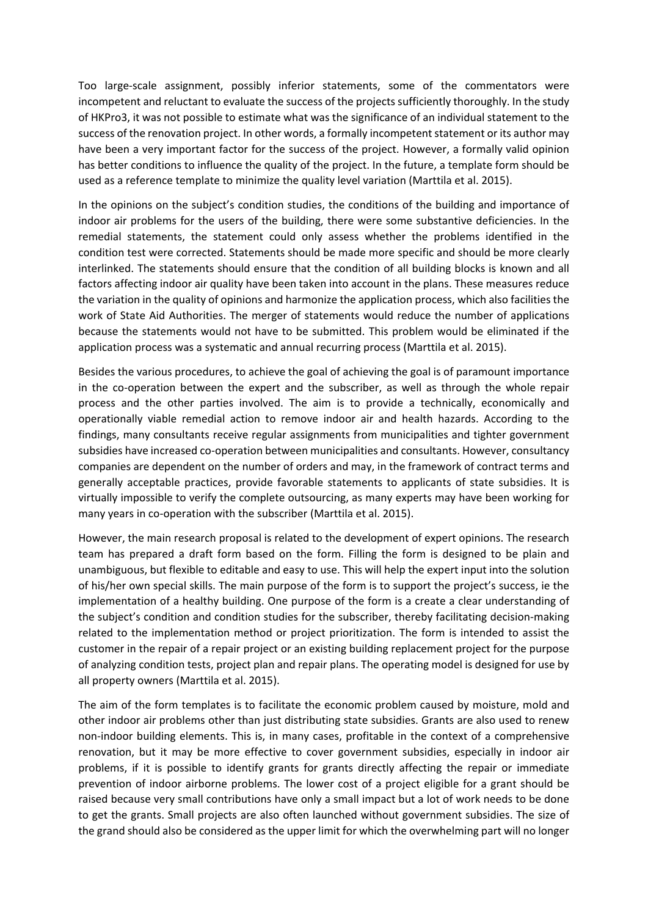Too large-scale assignment, possibly inferior statements, some of the commentators were incompetent and reluctant to evaluate the success of the projects sufficiently thoroughly. In the study of HKPro3, it was not possible to estimate what was the significance of an individual statement to the success of the renovation project. In other words, a formally incompetent statement or its author may have been a very important factor for the success of the project. However, a formally valid opinion has better conditions to influence the quality of the project. In the future, a template form should be used as a reference template to minimize the quality level variation (Marttila et al. 2015).

In the opinions on the subject's condition studies, the conditions of the building and importance of indoor air problems for the users of the building, there were some substantive deficiencies. In the remedial statements, the statement could only assess whether the problems identified in the condition test were corrected. Statements should be made more specific and should be more clearly interlinked. The statements should ensure that the condition of all building blocks is known and all factors affecting indoor air quality have been taken into account in the plans. These measures reduce the variation in the quality of opinions and harmonize the application process, which also facilities the work of State Aid Authorities. The merger of statements would reduce the number of applications because the statements would not have to be submitted. This problem would be eliminated if the application process was a systematic and annual recurring process (Marttila et al. 2015).

Besides the various procedures, to achieve the goal of achieving the goal is of paramount importance in the co-operation between the expert and the subscriber, as well as through the whole repair process and the other parties involved. The aim is to provide a technically, economically and operationally viable remedial action to remove indoor air and health hazards. According to the findings, many consultants receive regular assignments from municipalities and tighter government subsidies have increased co-operation between municipalities and consultants. However, consultancy companies are dependent on the number of orders and may, in the framework of contract terms and generally acceptable practices, provide favorable statements to applicants of state subsidies. It is virtually impossible to verify the complete outsourcing, as many experts may have been working for many years in co-operation with the subscriber (Marttila et al. 2015).

However, the main research proposal is related to the development of expert opinions. The research team has prepared a draft form based on the form. Filling the form is designed to be plain and unambiguous, but flexible to editable and easy to use. This will help the expert input into the solution of his/her own special skills. The main purpose of the form is to support the project's success, ie the implementation of a healthy building. One purpose of the form is a create a clear understanding of the subject's condition and condition studies for the subscriber, thereby facilitating decision-making related to the implementation method or project prioritization. The form is intended to assist the customer in the repair of a repair project or an existing building replacement project for the purpose of analyzing condition tests, project plan and repair plans. The operating model is designed for use by all property owners (Marttila et al. 2015).

The aim of the form templates is to facilitate the economic problem caused by moisture, mold and other indoor air problems other than just distributing state subsidies. Grants are also used to renew non-indoor building elements. This is, in many cases, profitable in the context of a comprehensive renovation, but it may be more effective to cover government subsidies, especially in indoor air problems, if it is possible to identify grants for grants directly affecting the repair or immediate prevention of indoor airborne problems. The lower cost of a project eligible for a grant should be raised because very small contributions have only a small impact but a lot of work needs to be done to get the grants. Small projects are also often launched without government subsidies. The size of the grand should also be considered as the upper limit for which the overwhelming part will no longer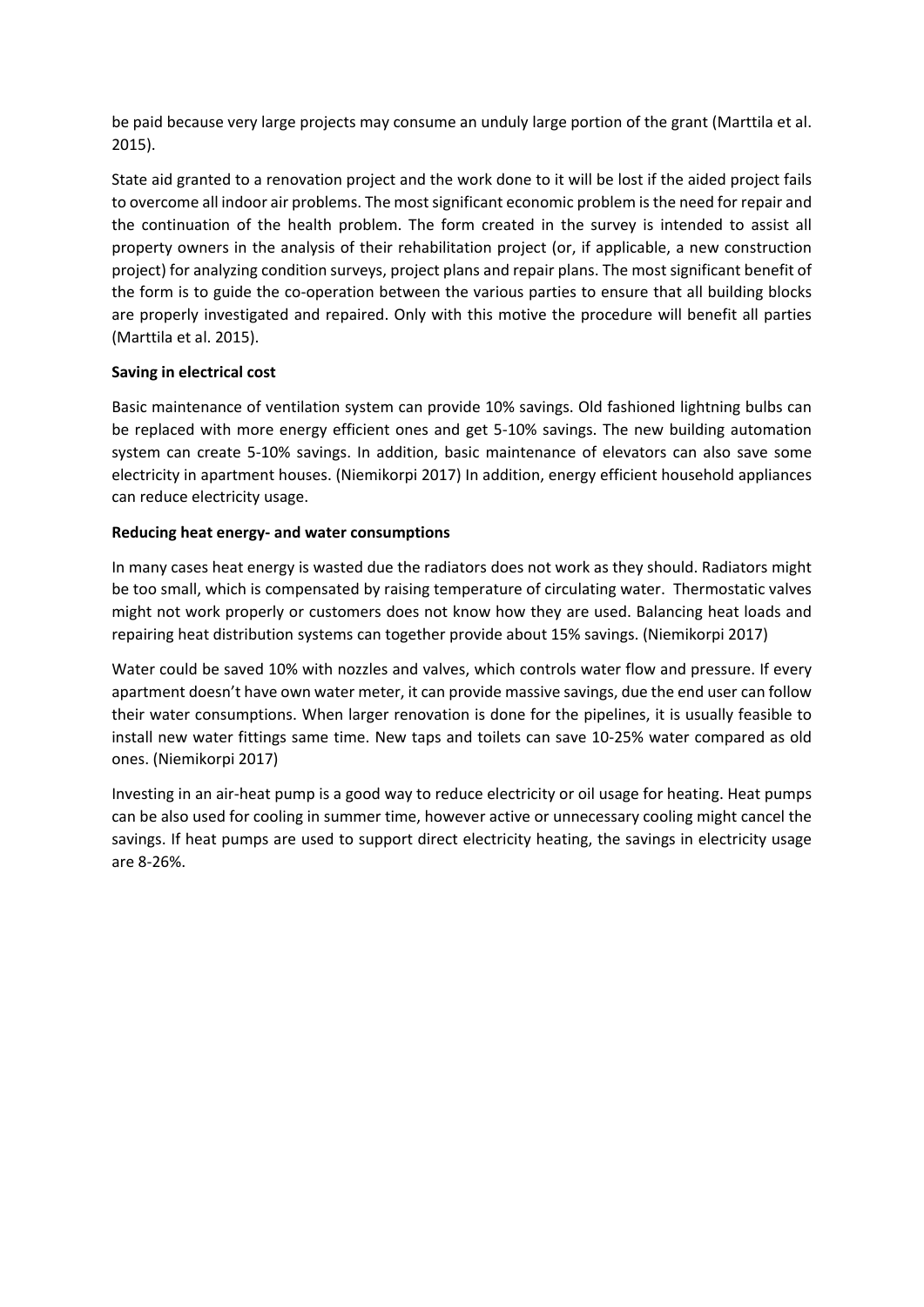be paid because very large projects may consume an unduly large portion of the grant (Marttila et al. 2015).

State aid granted to a renovation project and the work done to it will be lost if the aided project fails to overcome all indoor air problems. The most significant economic problem is the need for repair and the continuation of the health problem. The form created in the survey is intended to assist all property owners in the analysis of their rehabilitation project (or, if applicable, a new construction project) for analyzing condition surveys, project plans and repair plans. The most significant benefit of the form is to guide the co-operation between the various parties to ensure that all building blocks are properly investigated and repaired. Only with this motive the procedure will benefit all parties (Marttila et al. 2015).

**Saving in electrical cost**

Basic maintenance of ventilation system can provide 10% savings. Old fashioned lightning bulbs can be replaced with more energy efficient ones and get 5-10% savings. The new building automation system can create 5-10% savings. In addition, basic maintenance of elevators can also save some electricity in apartment houses. (Niemikorpi 2017) In addition, energy efficient household appliances can reduce electricity usage.

**Reducing heat energy- and water consumptions**

In many cases heat energy is wasted due the radiators does not work as they should. Radiators might be too small, which is compensated by raising temperature of circulating water. Thermostatic valves might not work properly or customers does not know how they are used. Balancing heat loads and repairing heat distribution systems can together provide about 15% savings. (Niemikorpi 2017)

Water could be saved 10% with nozzles and valves, which controls water flow and pressure. If every apartment doesn't have own water meter, it can provide massive savings, due the end user can follow their water consumptions. When larger renovation is done for the pipelines, it is usually feasible to install new water fittings same time. New taps and toilets can save 10-25% water compared as old ones. (Niemikorpi 2017)

Investing in an air-heat pump is a good way to reduce electricity or oil usage for heating. Heat pumps can be also used for cooling in summer time, however active or unnecessary cooling might cancel the savings. If heat pumps are used to support direct electricity heating, the savings in electricity usage are 8-26%.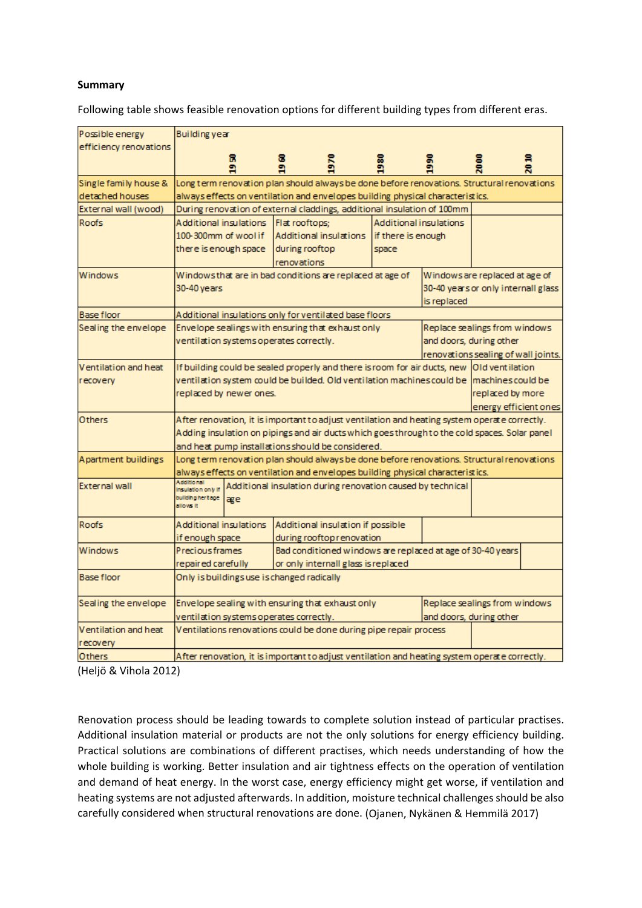**Summary**

Following table shows feasible renovation options for different building types from different eras.

| Possible energy efficiency renovations | Building year 1950 | 1960 | 1970 | 1980 | 1990 | 2000 | 2010 |
|---|---|---|---|---|---|---|---|
| Single family house & detached houses | Long term renovation plan should always be done before renovations. Structural renovations always effects on ventilation and envelopes building physical characteristics. | | | | | | |
| External wall (wood) | During renovation of external claddings, additional insulation of 100mm | | | | | | |
| Roofs | Additional insulations 100-300mm of wool if there is enough space | Flat rooftops; Additional insulations during rooftop renovations | | Additional insulations if there is enough space | | | |
| Windows | Windows that are in bad conditions are replaced at age of 30-40 years | | | | Windows are replaced at age of 30-40 years or only internall glass is replaced | | |
| Base floor | Additional insulations only for ventilated base floors | | | | | | |
| Sealing the envelope | Envelope sealings with ensuring that exhaust only ventilation systems operates correctly. | | | | Replace sealings from windows and doors, during other renovations sealing of wall joints. | | |
| Ventilation and heat recovery | If building could be sealed properly and there is room for air ducts, new ventilation system could be builded. Old ventilation machines could be replaced by newer ones. | | | | | Old ventilation machines could be replaced by more energy efficient ones | |
| Others | After renovation, it is important to adjust ventilation and heating system operate correctly. Adding insulation on pipings and air ducts which goes through to the cold spaces. Solar panel and heat pump installations should be considered. | | | | | | |
| Apartment buildings | Long term renovation plan should always be done before renovations. Structural renovations always effects on ventilation and envelopes building physical characteristics. | | | | | | |
| External wall | Additional insulation only if building heritage allows it | Additional insulation during renovation caused by technical age | | | | | |
| Roofs | Additional insulations if enough space | Additional insulation if possible during rooftop renovation | | | | | |
| Windows | Precious frames repaired carefully | Bad conditioned windows are replaced at age of 30-40 years or only internall glass is replaced | | | | | |
| Base floor | Only is buildings use is changed radically | | | | | | |
| Sealing the envelope | Envelope sealing with ensuring that exhaust only ventilation systems operates correctly. | | | | Replace sealings from windows and doors, during other | | |
| Ventilation and heat recovery | Ventilations renovations could be done during pipe repair process | | | | | | |
| Others | After renovation, it is important to adjust ventilation and heating system operate correctly. | | | | | | |

(Heljö & Vihola 2012)

Renovation process should be leading towards to complete solution instead of particular practises. Additional insulation material or products are not the only solutions for energy efficiency building. Practical solutions are combinations of different practises, which needs understanding of how the whole building is working. Better insulation and air tightness effects on the operation of ventilation and demand of heat energy. In the worst case, energy efficiency might get worse, if ventilation and heating systems are not adjusted afterwards. In addition, moisture technical challenges should be also carefully considered when structural renovations are done. (Ojanen, Nykänen & Hemmilä 2017)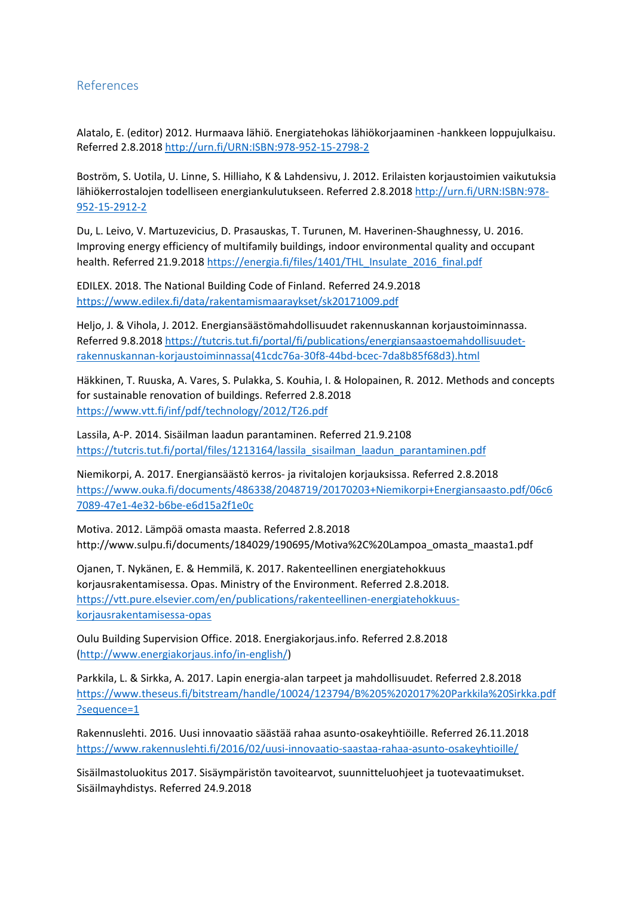## References

Alatalo, E. (editor) 2012. Hurmaava lähiö. Energiatehokas lähiökorjaaminen -hankkeen loppujulkaisu. Referred 2.8.2018 http://urn.fi/URN:ISBN:978-952-15-2798-2

Boström, S. Uotila, U. Linne, S. Hilliaho, K & Lahdensivu, J. 2012. Erilaisten korjaustoimien vaikutuksia lähiökerrostalojen todelliseen energiankulutukseen. Referred 2.8.2018 http://urn.fi/URN:ISBN:978-952-15-2912-2

Du, L. Leivo, V. Martuzevicius, D. Prasauskas, T. Turunen, M. Haverinen-Shaughnessy, U. 2016. Improving energy efficiency of multifamily buildings, indoor environmental quality and occupant health. Referred 21.9.2018 https://energia.fi/files/1401/THL_Insulate_2016_final.pdf

EDILEX. 2018. The National Building Code of Finland. Referred 24.9.2018 https://www.edilex.fi/data/rakentamismaaraykset/sk20171009.pdf

Heljo, J. & Vihola, J. 2012. Energiansäästömahdollisuudet rakennuskannan korjaustoiminnassa. Referred 9.8.2018 https://tutcris.tut.fi/portal/fi/publications/energiansaastoemahdollisuudet-rakennuskannan-korjaustoiminnassa(41cdc76a-30f8-44bd-bcec-7da8b85f68d3).html

Häkkinen, T. Ruuska, A. Vares, S. Pulakka, S. Kouhia, I. & Holopainen, R. 2012. Methods and concepts for sustainable renovation of buildings. Referred 2.8.2018 https://www.vtt.fi/inf/pdf/technology/2012/T26.pdf

Lassila, A-P. 2014. Sisäilman laadun parantaminen. Referred 21.9.2108 https://tutcris.tut.fi/portal/files/1213164/lassila_sisailman_laadun_parantaminen.pdf

Niemikorpi, A. 2017. Energiansäästö kerros- ja rivitalojen korjauksissa. Referred 2.8.2018 https://www.ouka.fi/documents/486338/2048719/20170203+Niemikorpi+Energiansaasto.pdf/06c67089-47e1-4e32-b6be-e6d15a2f1e0c

Motiva. 2012. Lämpöä omasta maasta. Referred 2.8.2018 http://www.sulpu.fi/documents/184029/190695/Motiva%2C%20Lampoa_omasta_maasta1.pdf

Ojanen, T. Nykänen, E. & Hemmilä, K. 2017. Rakenteellinen energiatehokkuus korjausrakentamisessa. Opas. Ministry of the Environment. Referred 2.8.2018. https://vtt.pure.elsevier.com/en/publications/rakenteellinen-energiatehokkuus-korjausrakentamisessa-opas

Oulu Building Supervision Office. 2018. Energiakorjaus.info. Referred 2.8.2018 (http://www.energiakorjaus.info/in-english/)

Parkkila, L. & Sirkka, A. 2017. Lapin energia-alan tarpeet ja mahdollisuudet. Referred 2.8.2018 https://www.theseus.fi/bitstream/handle/10024/123794/B%205%202017%20Parkkila%20Sirkka.pdf?sequence=1

Rakennuslehti. 2016. Uusi innovaatio säästää rahaa asunto-osakeyhtiöille. Referred 26.11.2018 https://www.rakennuslehti.fi/2016/02/uusi-innovaatio-saastaa-rahaa-asunto-osakeyhtioille/

Sisäilmastoluokitus 2017. Sisäympäristön tavoitearvot, suunnitteluohjeet ja tuotevaatimukset. Sisäilmayhdistys. Referred 24.9.2018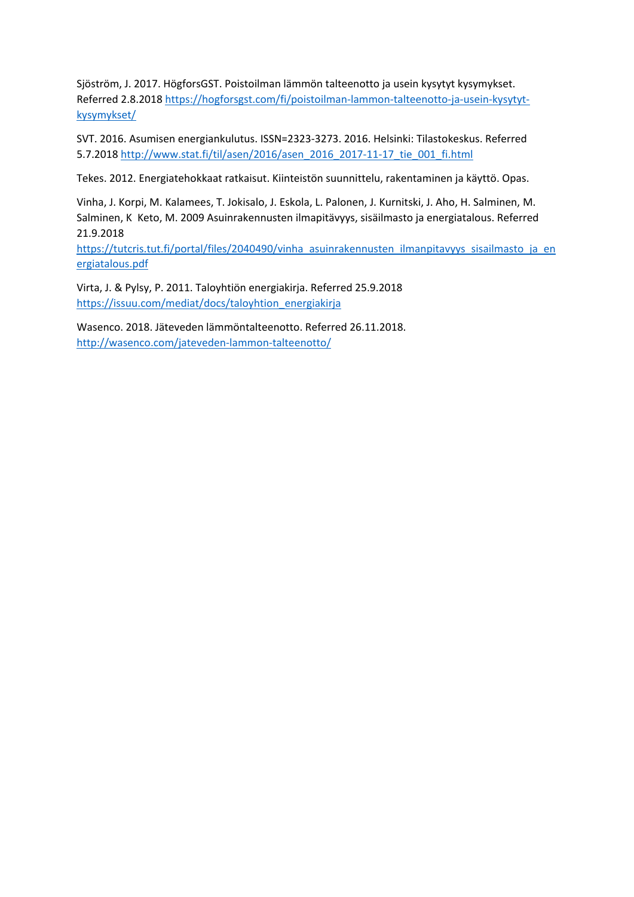Sjöström, J. 2017. HögforsGST. Poistoilman lämmön talteenotto ja usein kysytyt kysymykset. Referred 2.8.2018 https://hogforsgst.com/fi/poistoilman-lammon-talteenotto-ja-usein-kysytyt-kysymykset/

SVT. 2016. Asumisen energiankulutus. ISSN=2323-3273. 2016. Helsinki: Tilastokeskus. Referred 5.7.2018 http://www.stat.fi/til/asen/2016/asen_2016_2017-11-17_tie_001_fi.html

Tekes. 2012. Energiatehokkaat ratkaisut. Kiinteistön suunnittelu, rakentaminen ja käyttö. Opas.

Vinha, J. Korpi, M. Kalamees, T. Jokisalo, J. Eskola, L. Palonen, J. Kurnitski, J. Aho, H. Salminen, M. Salminen, K  Keto, M. 2009 Asuinrakennusten ilmapitävyys, sisäilmasto ja energiatalous. Referred 21.9.2018 https://tutcris.tut.fi/portal/files/2040490/vinha_asuinrakennusten_ilmanpitavyys_sisailmasto_ja_energiatalous.pdf

Virta, J. & Pylsy, P. 2011. Taloyhtiön energiakirja. Referred 25.9.2018 https://issuu.com/mediat/docs/taloyhtion_energiakirja

Wasenco. 2018. Jäteveden lämmöntalteenotto. Referred 26.11.2018. http://wasenco.com/jateveden-lammon-talteenotto/